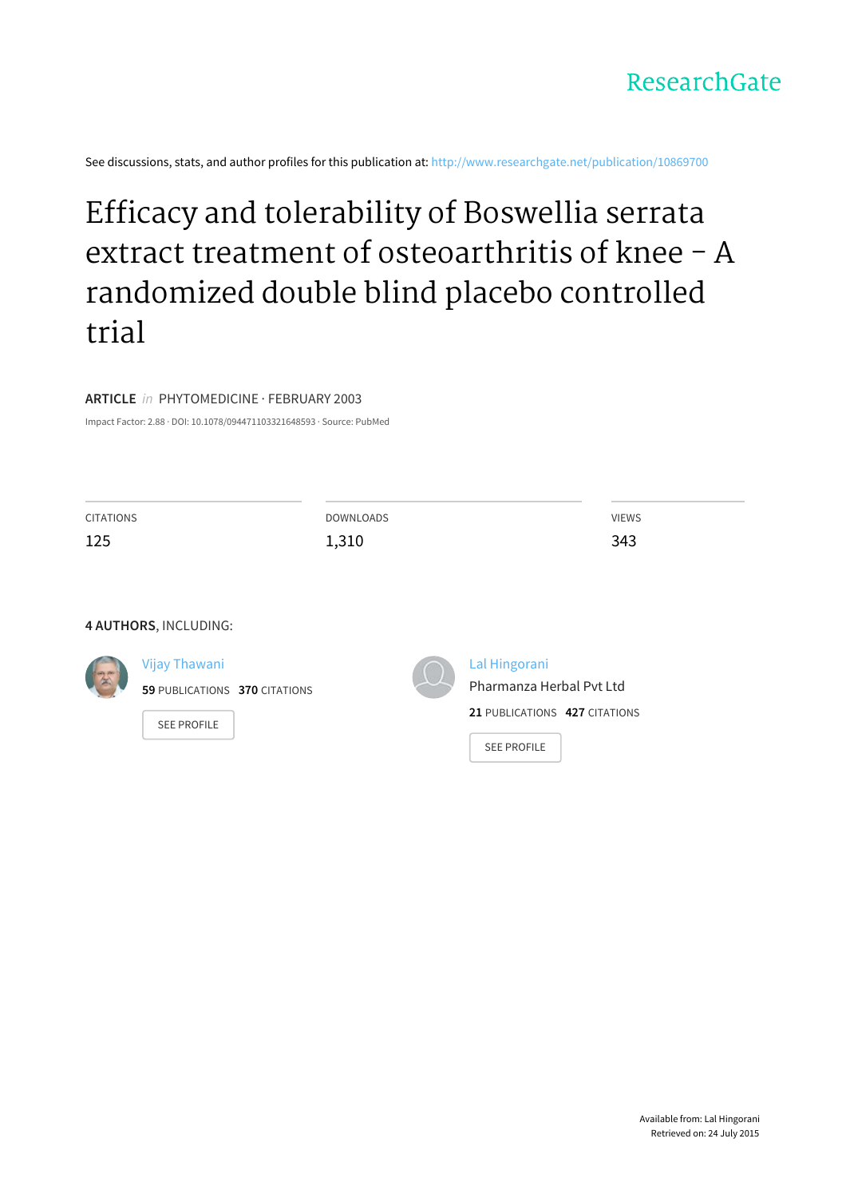ResearchGate

See discussions, stats, and author profiles for this publication at: http://www.researchgate.net/publication/10869700

# Efficacy and tolerability of Boswellia serrata extract treatment of osteoarthritis of knee – A randomized double blind placebo controlled trial

**ARTICLE** *in* PHYTOMEDICINE · FEBRUARY 2003

Impact Factor: 2.88 · DOI: 10.1078/094471103321648593 · Source: PubMed

| CITATIONS | DOWNLOADS | VIEWS |
|---|---|---|
| 125 | 1,310 | 343 |

**4 AUTHORS**, INCLUDING:

Vijay Thawani
**59** PUBLICATIONS **370** CITATIONS
SEE PROFILE

Lal Hingorani
Pharmanza Herbal Pvt Ltd
**21** PUBLICATIONS **427** CITATIONS
SEE PROFILE

Available from: Lal Hingorani
Retrieved on: 24 July 2015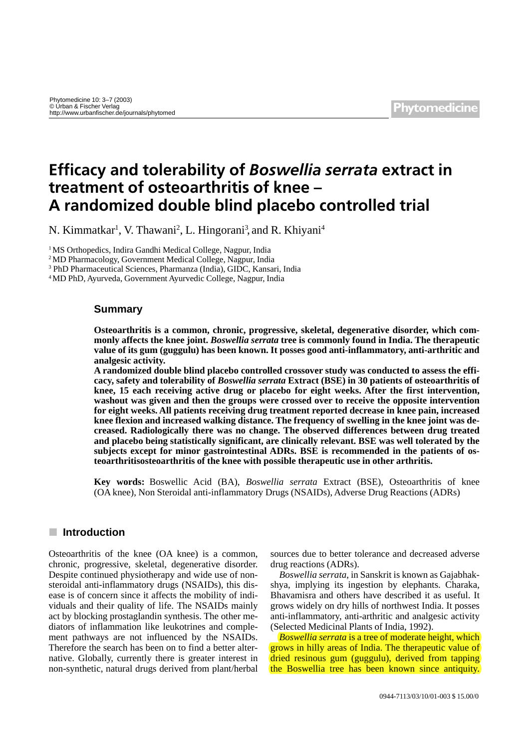# Efficacy and tolerability of *Boswellia serrata* extract in treatment of osteoarthritis of knee – A randomized double blind placebo controlled trial

N. Kimmatkar[1], V. Thawani[2], L. Hingorani[3], and R. Khiyani[4]

[1] MS Orthopedics, Indira Gandhi Medical College, Nagpur, India
[2] MD Pharmacology, Government Medical College, Nagpur, India
[3] PhD Pharmaceutical Sciences, Pharmanza (India), GIDC, Kansari, India
[4] MD PhD, Ayurveda, Government Ayurvedic College, Nagpur, India

## Summary

**Osteoarthritis is a common, chronic, progressive, skeletal, degenerative disorder, which commonly affects the knee joint. *Boswellia serrata* tree is commonly found in India. The therapeutic value of its gum (guggulu) has been known. It posses good anti-inflammatory, anti-arthritic and analgesic activity.**

**A randomized double blind placebo controlled crossover study was conducted to assess the efficacy, safety and tolerability of *Boswellia serrata* Extract (BSE) in 30 patients of osteoarthritis of knee, 15 each receiving active drug or placebo for eight weeks. After the first intervention, washout was given and then the groups were crossed over to receive the opposite intervention for eight weeks. All patients receiving drug treatment reported decrease in knee pain, increased knee flexion and increased walking distance. The frequency of swelling in the knee joint was decreased. Radiologically there was no change. The observed differences between drug treated and placebo being statistically significant, are clinically relevant. BSE was well tolerated by the subjects except for minor gastrointestinal ADRs. BSE is recommended in the patients of osteoarthritisosteoarthritis of the knee with possible therapeutic use in other arthritis.**

**Key words:** Boswellic Acid (BA), *Boswellia serrata* Extract (BSE), Osteoarthritis of knee (OA knee), Non Steroidal anti-inflammatory Drugs (NSAIDs), Adverse Drug Reactions (ADRs)

## Introduction

Osteoarthritis of the knee (OA knee) is a common, chronic, progressive, skeletal, degenerative disorder. Despite continued physiotherapy and wide use of non-steroidal anti-inflammatory drugs (NSAIDs), this disease is of concern since it affects the mobility of individuals and their quality of life. The NSAIDs mainly act by blocking prostaglandin synthesis. The other mediators of inflammation like leukotrines and complement pathways are not influenced by the NSAIDs. Therefore the search has been on to find a better alternative. Globally, currently there is greater interest in non-synthetic, natural drugs derived from plant/herbal sources due to better tolerance and decreased adverse drug reactions (ADRs).

*Boswellia serrata*, in Sanskrit is known as Gajabhakshya, implying its ingestion by elephants. Charaka, Bhavamisra and others have described it as useful. It grows widely on dry hills of northwest India. It posses anti-inflammatory, anti-arthritic and analgesic activity (Selected Medicinal Plants of India, 1992).

*Boswellia serrata* is a tree of moderate height, which grows in hilly areas of India. The therapeutic value of dried resinous gum (guggulu), derived from tapping the Boswellia tree has been known since antiquity.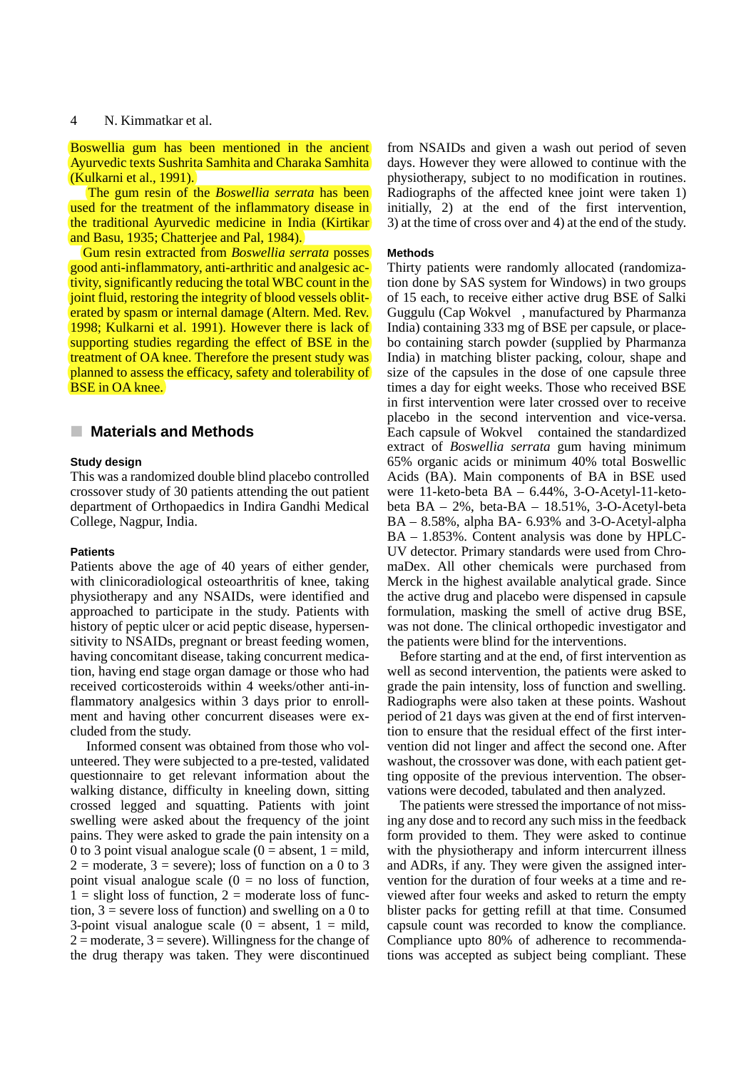Boswellia gum has been mentioned in the ancient Ayurvedic texts Sushrita Samhita and Charaka Samhita (Kulkarni et al., 1991).

The gum resin of the *Boswellia serrata* has been used for the treatment of the inflammatory disease in the traditional Ayurvedic medicine in India (Kirtikar and Basu, 1935; Chatterjee and Pal, 1984).

Gum resin extracted from *Boswellia serrata* posses good anti-inflammatory, anti-arthritic and analgesic activity, significantly reducing the total WBC count in the joint fluid, restoring the integrity of blood vessels obliterated by spasm or internal damage (Altern. Med. Rev. 1998; Kulkarni et al. 1991). However there is lack of supporting studies regarding the effect of BSE in the treatment of OA knee. Therefore the present study was planned to assess the efficacy, safety and tolerability of BSE in OA knee.

## Materials and Methods

### Study design

This was a randomized double blind placebo controlled crossover study of 30 patients attending the out patient department of Orthopaedics in Indira Gandhi Medical College, Nagpur, India.

### Patients

Patients above the age of 40 years of either gender, with clinicoradiological osteoarthritis of knee, taking physiotherapy and any NSAIDs, were identified and approached to participate in the study. Patients with history of peptic ulcer or acid peptic disease, hypersensitivity to NSAIDs, pregnant or breast feeding women, having concomitant disease, taking concurrent medication, having end stage organ damage or those who had received corticosteroids within 4 weeks/other anti-inflammatory analgesics within 3 days prior to enrollment and having other concurrent diseases were excluded from the study.

Informed consent was obtained from those who volunteered. They were subjected to a pre-tested, validated questionnaire to get relevant information about the walking distance, difficulty in kneeling down, sitting crossed legged and squatting. Patients with joint swelling were asked about the frequency of the joint pains. They were asked to grade the pain intensity on a 0 to 3 point visual analogue scale (0 = absent, 1 = mild, 2 = moderate, 3 = severe); loss of function on a 0 to 3 point visual analogue scale (0 = no loss of function, 1 = slight loss of function, 2 = moderate loss of function, 3 = severe loss of function) and swelling on a 0 to 3-point visual analogue scale (0 = absent, 1 = mild, 2 = moderate, 3 = severe). Willingness for the change of the drug therapy was taken. They were discontinued from NSAIDs and given a wash out period of seven days. However they were allowed to continue with the physiotherapy, subject to no modification in routines. Radiographs of the affected knee joint were taken 1) initially, 2) at the end of the first intervention, 3) at the time of cross over and 4) at the end of the study.

### Methods

Thirty patients were randomly allocated (randomization done by SAS system for Windows) in two groups of 15 each, to receive either active drug BSE of Salki Guggulu (Cap Wokvel , manufactured by Pharmanza India) containing 333 mg of BSE per capsule, or placebo containing starch powder (supplied by Pharmanza India) in matching blister packing, colour, shape and size of the capsules in the dose of one capsule three times a day for eight weeks. Those who received BSE in first intervention were later crossed over to receive placebo in the second intervention and vice-versa. Each capsule of Wokvel  contained the standardized extract of *Boswellia serrata* gum having minimum 65% organic acids or minimum 40% total Boswellic Acids (BA). Main components of BA in BSE used were 11-keto-beta BA – 6.44%, 3-O-Acetyl-11-keto-beta BA – 2%, beta-BA – 18.51%, 3-O-Acetyl-beta BA – 8.58%, alpha BA- 6.93% and 3-O-Acetyl-alpha BA – 1.853%. Content analysis was done by HPLC-UV detector. Primary standards were used from ChromaDex. All other chemicals were purchased from Merck in the highest available analytical grade. Since the active drug and placebo were dispensed in capsule formulation, masking the smell of active drug BSE, was not done. The clinical orthopedic investigator and the patients were blind for the interventions.

Before starting and at the end, of first intervention as well as second intervention, the patients were asked to grade the pain intensity, loss of function and swelling. Radiographs were also taken at these points. Washout period of 21 days was given at the end of first intervention to ensure that the residual effect of the first intervention did not linger and affect the second one. After washout, the crossover was done, with each patient getting opposite of the previous intervention. The observations were decoded, tabulated and then analyzed.

The patients were stressed the importance of not missing any dose and to record any such miss in the feedback form provided to them. They were asked to continue with the physiotherapy and inform intercurrent illness and ADRs, if any. They were given the assigned intervention for the duration of four weeks at a time and reviewed after four weeks and asked to return the empty blister packs for getting refill at that time. Consumed capsule count was recorded to know the compliance. Compliance upto 80% of adherence to recommendations was accepted as subject being compliant. These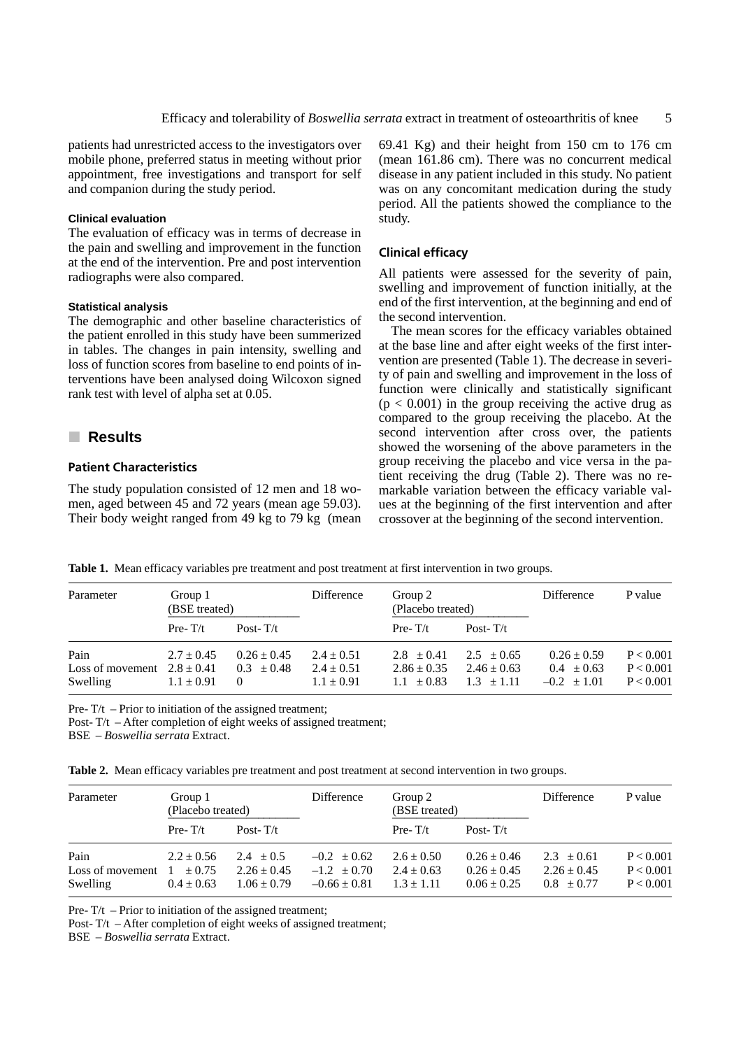patients had unrestricted access to the investigators over mobile phone, preferred status in meeting without prior appointment, free investigations and transport for self and companion during the study period.

#### Clinical evaluation

The evaluation of efficacy was in terms of decrease in the pain and swelling and improvement in the function at the end of the intervention. Pre and post intervention radiographs were also compared.

#### Statistical analysis

The demographic and other baseline characteristics of the patient enrolled in this study have been summerized in tables. The changes in pain intensity, swelling and loss of function scores from baseline to end points of interventions have been analysed doing Wilcoxon signed rank test with level of alpha set at 0.05.

## Results

### Patient Characteristics

The study population consisted of 12 men and 18 women, aged between 45 and 72 years (mean age 59.03). Their body weight ranged from 49 kg to 79 kg (mean 69.41 Kg) and their height from 150 cm to 176 cm (mean 161.86 cm). There was no concurrent medical disease in any patient included in this study. No patient was on any concomitant medication during the study period. All the patients showed the compliance to the study.

### Clinical efficacy

All patients were assessed for the severity of pain, swelling and improvement of function initially, at the end of the first intervention, at the beginning and end of the second intervention.

The mean scores for the efficacy variables obtained at the base line and after eight weeks of the first intervention are presented (Table 1). The decrease in severity of pain and swelling and improvement in the loss of function were clinically and statistically significant ($p < 0.001$) in the group receiving the active drug as compared to the group receiving the placebo. At the second intervention after cross over, the patients showed the worsening of the above parameters in the group receiving the placebo and vice versa in the patient receiving the drug (Table 2). There was no remarkable variation between the efficacy variable values at the beginning of the first intervention and after crossover at the beginning of the second intervention.

**Table 1.** Mean efficacy variables pre treatment and post treatment at first intervention in two groups.

| Parameter | Group 1 (BSE treated) | | Difference | Group 2 (Placebo treated) | | Difference | P value |
|---|---|---|---|---|---|---|---|
| | Pre- T/t | Post- T/t | | Pre- T/t | Post- T/t | | |
| Pain | 2.7 ± 0.45 | 0.26 ± 0.45 | 2.4 ± 0.51 | 2.8 ± 0.41 | 2.5 ± 0.65 | 0.26 ± 0.59 | P < 0.001 |
| Loss of movement | 2.8 ± 0.41 | 0.3 ± 0.48 | 2.4 ± 0.51 | 2.86 ± 0.35 | 2.46 ± 0.63 | 0.4 ± 0.63 | P < 0.001 |
| Swelling | 1.1 ± 0.91 | 0 | 1.1 ± 0.91 | 1.1 ± 0.83 | 1.3 ± 1.11 | –0.2 ± 1.01 | P < 0.001 |

Pre- T/t – Prior to initiation of the assigned treatment;
Post- T/t – After completion of eight weeks of assigned treatment;
BSE – *Boswellia serrata* Extract.

**Table 2.** Mean efficacy variables pre treatment and post treatment at second intervention in two groups.

| Parameter | Group 1 (Placebo treated) | | Difference | Group 2 (BSE treated) | | Difference | P value |
|---|---|---|---|---|---|---|---|
| | Pre- T/t | Post- T/t | | Pre- T/t | Post- T/t | | |
| Pain | 2.2 ± 0.56 | 2.4 ± 0.5 | –0.2 ± 0.62 | 2.6 ± 0.50 | 0.26 ± 0.46 | 2.3 ± 0.61 | P < 0.001 |
| Loss of movement | 1 ± 0.75 | 2.26 ± 0.45 | –1.2 ± 0.70 | 2.4 ± 0.63 | 0.26 ± 0.45 | 2.26 ± 0.45 | P < 0.001 |
| Swelling | 0.4 ± 0.63 | 1.06 ± 0.79 | –0.66 ± 0.81 | 1.3 ± 1.11 | 0.06 ± 0.25 | 0.8 ± 0.77 | P < 0.001 |

Pre- T/t – Prior to initiation of the assigned treatment;
Post- T/t – After completion of eight weeks of assigned treatment;
BSE – *Boswellia serrata* Extract.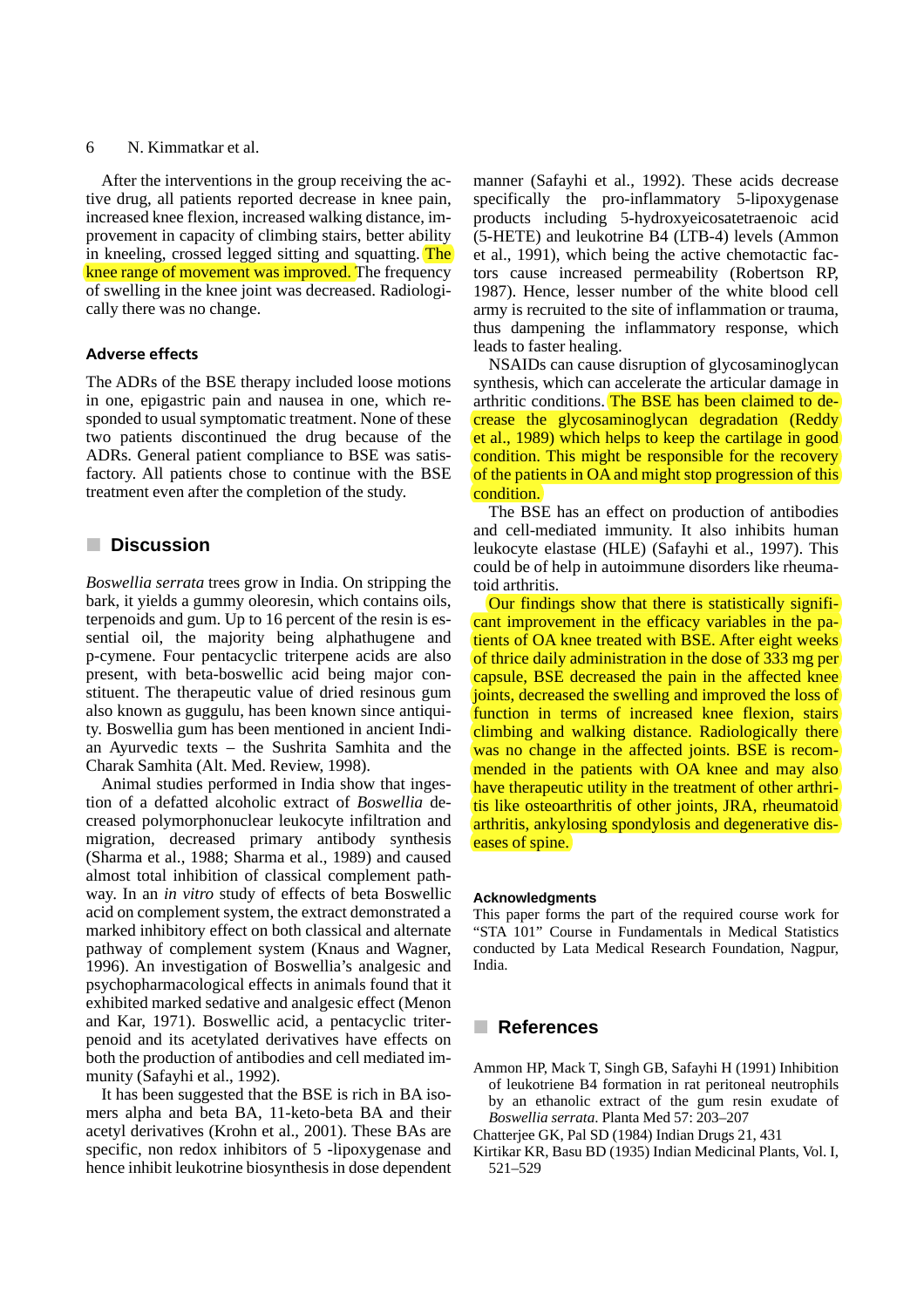After the interventions in the group receiving the active drug, all patients reported decrease in knee pain, increased knee flexion, increased walking distance, improvement in capacity of climbing stairs, better ability in kneeling, crossed legged sitting and squatting. The knee range of movement was improved. The frequency of swelling in the knee joint was decreased. Radiologically there was no change.

### Adverse effects

The ADRs of the BSE therapy included loose motions in one, epigastric pain and nausea in one, which responded to usual symptomatic treatment. None of these two patients discontinued the drug because of the ADRs. General patient compliance to BSE was satisfactory. All patients chose to continue with the BSE treatment even after the completion of the study.

## Discussion

*Boswellia serrata* trees grow in India. On stripping the bark, it yields a gummy oleoresin, which contains oils, terpenoids and gum. Up to 16 percent of the resin is essential oil, the majority being alphathugene and p-cymene. Four pentacyclic triterpene acids are also present, with beta-boswellic acid being major constituent. The therapeutic value of dried resinous gum also known as guggulu, has been known since antiquity. Boswellia gum has been mentioned in ancient Indian Ayurvedic texts – the Sushrita Samhita and the Charak Samhita (Alt. Med. Review, 1998).

Animal studies performed in India show that ingestion of a defatted alcoholic extract of *Boswellia* decreased polymorphonuclear leukocyte infiltration and migration, decreased primary antibody synthesis (Sharma et al., 1988; Sharma et al., 1989) and caused almost total inhibition of classical complement pathway. In an *in vitro* study of effects of beta Boswellic acid on complement system, the extract demonstrated a marked inhibitory effect on both classical and alternate pathway of complement system (Knaus and Wagner, 1996). An investigation of Boswellia's analgesic and psychopharmacological effects in animals found that it exhibited marked sedative and analgesic effect (Menon and Kar, 1971). Boswellic acid, a pentacyclic triterpenoid and its acetylated derivatives have effects on both the production of antibodies and cell mediated immunity (Safayhi et al., 1992).

It has been suggested that the BSE is rich in BA isomers alpha and beta BA, 11-keto-beta BA and their acetyl derivatives (Krohn et al., 2001). These BAs are specific, non redox inhibitors of 5 -lipoxygenase and hence inhibit leukotrine biosynthesis in dose dependent manner (Safayhi et al., 1992). These acids decrease specifically the pro-inflammatory 5-lipoxygenase products including 5-hydroxyeicosatetraenoic acid (5-HETE) and leukotrine B4 (LTB-4) levels (Ammon et al., 1991), which being the active chemotactic factors cause increased permeability (Robertson RP, 1987). Hence, lesser number of the white blood cell army is recruited to the site of inflammation or trauma, thus dampening the inflammatory response, which leads to faster healing.

NSAIDs can cause disruption of glycosaminoglycan synthesis, which can accelerate the articular damage in arthritic conditions. The BSE has been claimed to decrease the glycosaminoglycan degradation (Reddy et al., 1989) which helps to keep the cartilage in good condition. This might be responsible for the recovery of the patients in OA and might stop progression of this condition.

The BSE has an effect on production of antibodies and cell-mediated immunity. It also inhibits human leukocyte elastase (HLE) (Safayhi et al., 1997). This could be of help in autoimmune disorders like rheumatoid arthritis.

Our findings show that there is statistically significant improvement in the efficacy variables in the patients of OA knee treated with BSE. After eight weeks of thrice daily administration in the dose of 333 mg per capsule, BSE decreased the pain in the affected knee joints, decreased the swelling and improved the loss of function in terms of increased knee flexion, stairs climbing and walking distance. Radiologically there was no change in the affected joints. BSE is recommended in the patients with OA knee and may also have therapeutic utility in the treatment of other arthritis like osteoarthritis of other joints, JRA, rheumatoid arthritis, ankylosing spondylosis and degenerative diseases of spine.

### Acknowledgments

This paper forms the part of the required course work for "STA 101" Course in Fundamentals in Medical Statistics conducted by Lata Medical Research Foundation, Nagpur, India.

## References

Ammon HP, Mack T, Singh GB, Safayhi H (1991) Inhibition of leukotriene B4 formation in rat peritoneal neutrophils by an ethanolic extract of the gum resin exudate of *Boswellia serrata*. Planta Med 57: 203–207

Chatterjee GK, Pal SD (1984) Indian Drugs 21, 431

Kirtikar KR, Basu BD (1935) Indian Medicinal Plants, Vol. I, 521–529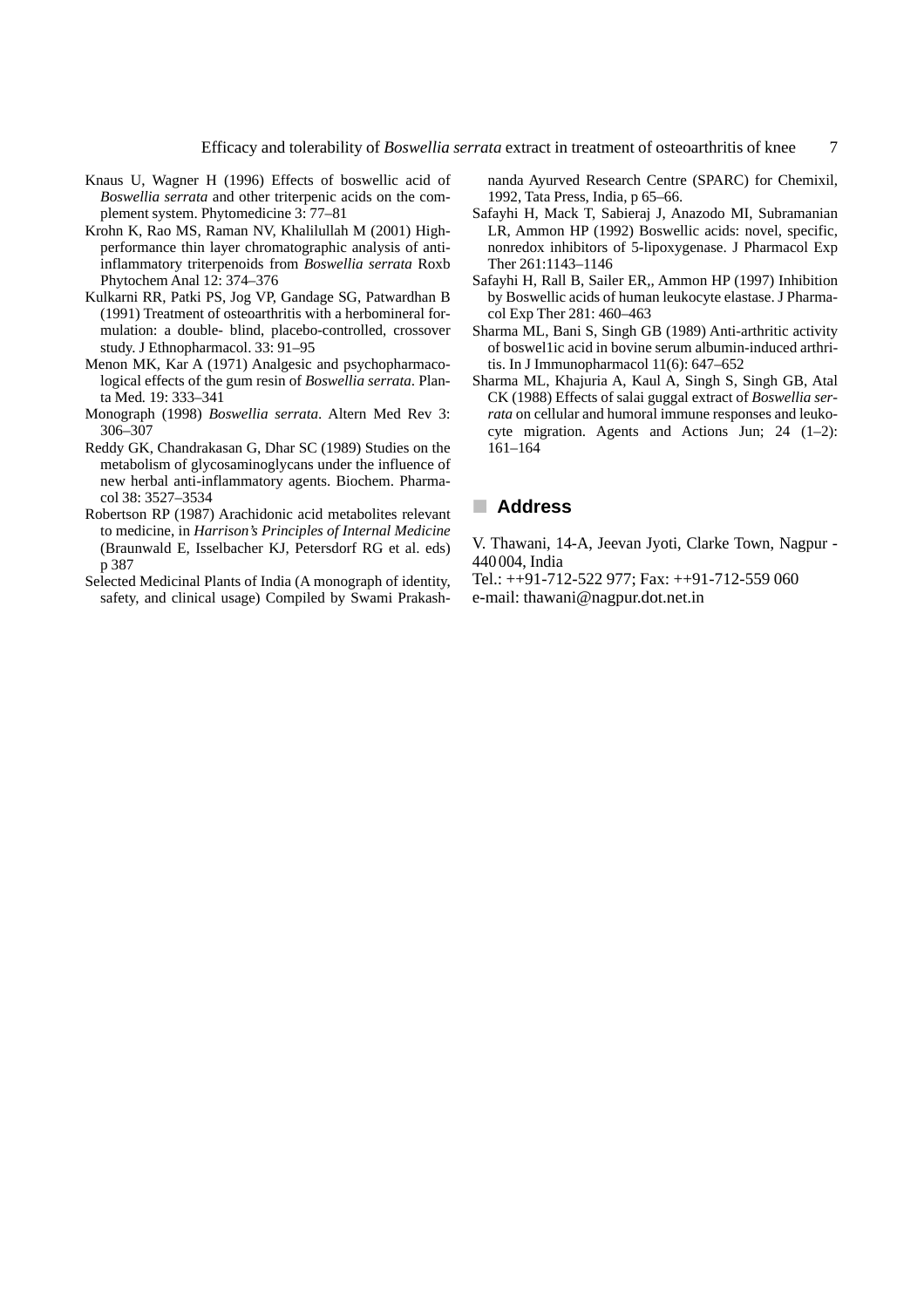Knaus U, Wagner H (1996) Effects of boswellic acid of *Boswellia serrata* and other triterpenic acids on the complement system. Phytomedicine 3: 77–81

Krohn K, Rao MS, Raman NV, Khalilullah M (2001) High-performance thin layer chromatographic analysis of anti-inflammatory triterpenoids from *Boswellia serrata* Roxb Phytochem Anal 12: 374–376

Kulkarni RR, Patki PS, Jog VP, Gandage SG, Patwardhan B (1991) Treatment of osteoarthritis with a herbomineral formulation: a double- blind, placebo-controlled, crossover study. J Ethnopharmacol. 33: 91–95

Menon MK, Kar A (1971) Analgesic and psychopharmacological effects of the gum resin of *Boswellia serrata*. Planta Med. 19: 333–341

Monograph (1998) *Boswellia serrata*. Altern Med Rev 3: 306–307

Reddy GK, Chandrakasan G, Dhar SC (1989) Studies on the metabolism of glycosaminoglycans under the influence of new herbal anti-inflammatory agents. Biochem. Pharmacol 38: 3527–3534

Robertson RP (1987) Arachidonic acid metabolites relevant to medicine, in *Harrison's Principles of Internal Medicine* (Braunwald E, Isselbacher KJ, Petersdorf RG et al. eds) p 387

Selected Medicinal Plants of India (A monograph of identity, safety, and clinical usage) Compiled by Swami Prakashnanda Ayurved Research Centre (SPARC) for Chemixil, 1992, Tata Press, India, p 65–66.

Safayhi H, Mack T, Sabieraj J, Anazodo MI, Subramanian LR, Ammon HP (1992) Boswellic acids: novel, specific, nonredox inhibitors of 5-lipoxygenase. J Pharmacol Exp Ther 261:1143–1146

Safayhi H, Rall B, Sailer ER,, Ammon HP (1997) Inhibition by Boswellic acids of human leukocyte elastase. J Pharmacol Exp Ther 281: 460–463

Sharma ML, Bani S, Singh GB (1989) Anti-arthritic activity of boswel1ic acid in bovine serum albumin-induced arthritis. In J Immunopharmacol 11(6): 647–652

Sharma ML, Khajuria A, Kaul A, Singh S, Singh GB, Atal CK (1988) Effects of salai guggal extract of *Boswellia serrata* on cellular and humoral immune responses and leukocyte migration. Agents and Actions Jun; 24 (1–2): 161–164

## Address

V. Thawani, 14-A, Jeevan Jyoti, Clarke Town, Nagpur - 440 004, India
Tel.: ++91-712-522 977; Fax: ++91-712-559 060
e-mail: thawani@nagpur.dot.net.in